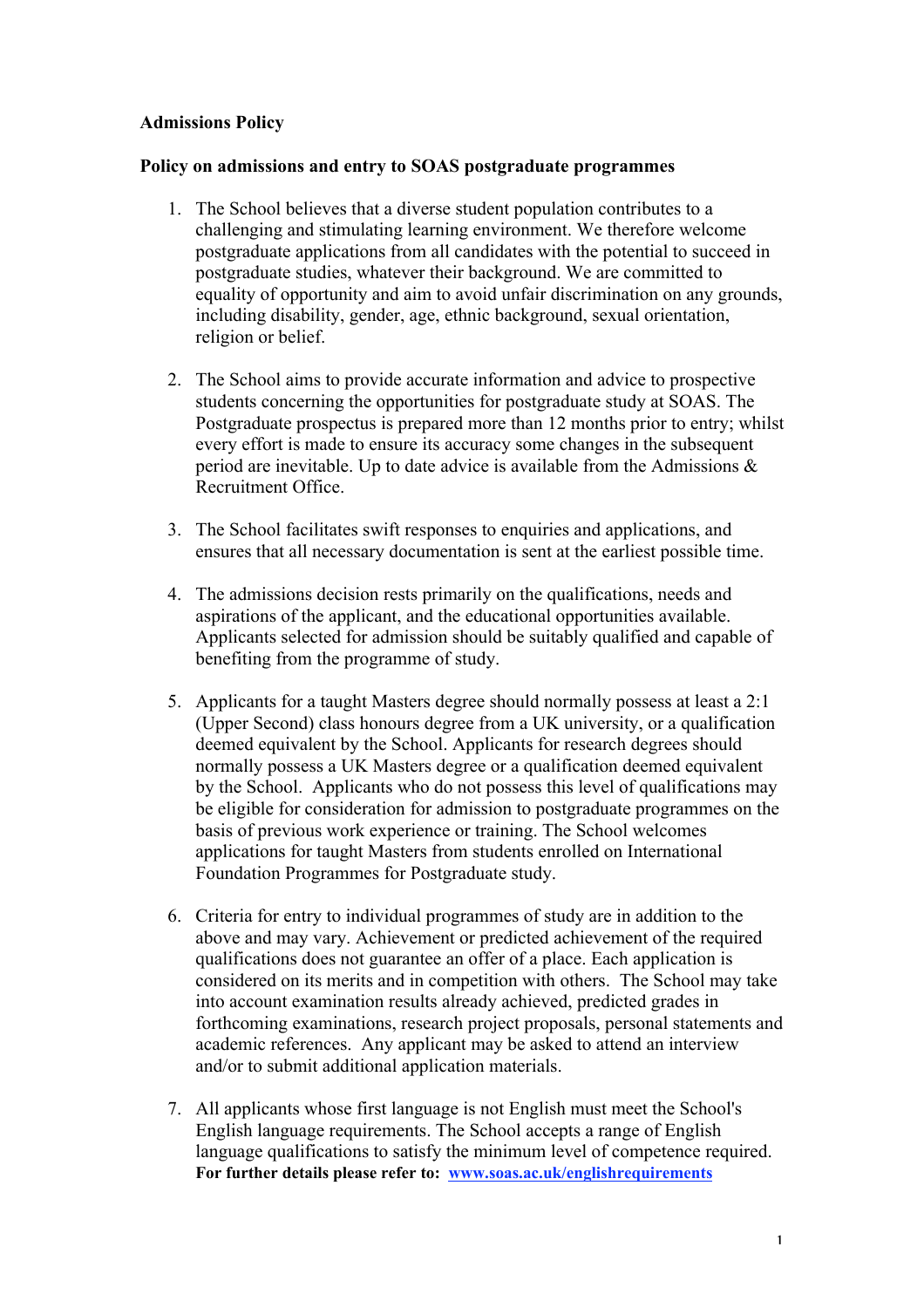**Admissions Policy**

**Policy on admissions and entry to SOAS postgraduate programmes**

1. The School believes that a diverse student population contributes to a challenging and stimulating learning environment. We therefore welcome postgraduate applications from all candidates with the potential to succeed in postgraduate studies, whatever their background. We are committed to equality of opportunity and aim to avoid unfair discrimination on any grounds, including disability, gender, age, ethnic background, sexual orientation, religion or belief.

2. The School aims to provide accurate information and advice to prospective students concerning the opportunities for postgraduate study at SOAS. The Postgraduate prospectus is prepared more than 12 months prior to entry; whilst every effort is made to ensure its accuracy some changes in the subsequent period are inevitable. Up to date advice is available from the Admissions & Recruitment Office.

3. The School facilitates swift responses to enquiries and applications, and ensures that all necessary documentation is sent at the earliest possible time.

4. The admissions decision rests primarily on the qualifications, needs and aspirations of the applicant, and the educational opportunities available. Applicants selected for admission should be suitably qualified and capable of benefiting from the programme of study.

5. Applicants for a taught Masters degree should normally possess at least a 2:1 (Upper Second) class honours degree from a UK university, or a qualification deemed equivalent by the School. Applicants for research degrees should normally possess a UK Masters degree or a qualification deemed equivalent by the School. Applicants who do not possess this level of qualifications may be eligible for consideration for admission to postgraduate programmes on the basis of previous work experience or training. The School welcomes applications for taught Masters from students enrolled on International Foundation Programmes for Postgraduate study.

6. Criteria for entry to individual programmes of study are in addition to the above and may vary. Achievement or predicted achievement of the required qualifications does not guarantee an offer of a place. Each application is considered on its merits and in competition with others. The School may take into account examination results already achieved, predicted grades in forthcoming examinations, research project proposals, personal statements and academic references. Any applicant may be asked to attend an interview and/or to submit additional application materials.

7. All applicants whose first language is not English must meet the School's English language requirements. The School accepts a range of English language qualifications to satisfy the minimum level of competence required. **For further details please refer to: [www.soas.ac.uk/englishrequirements](http://www.soas.ac.uk/englishrequirements)**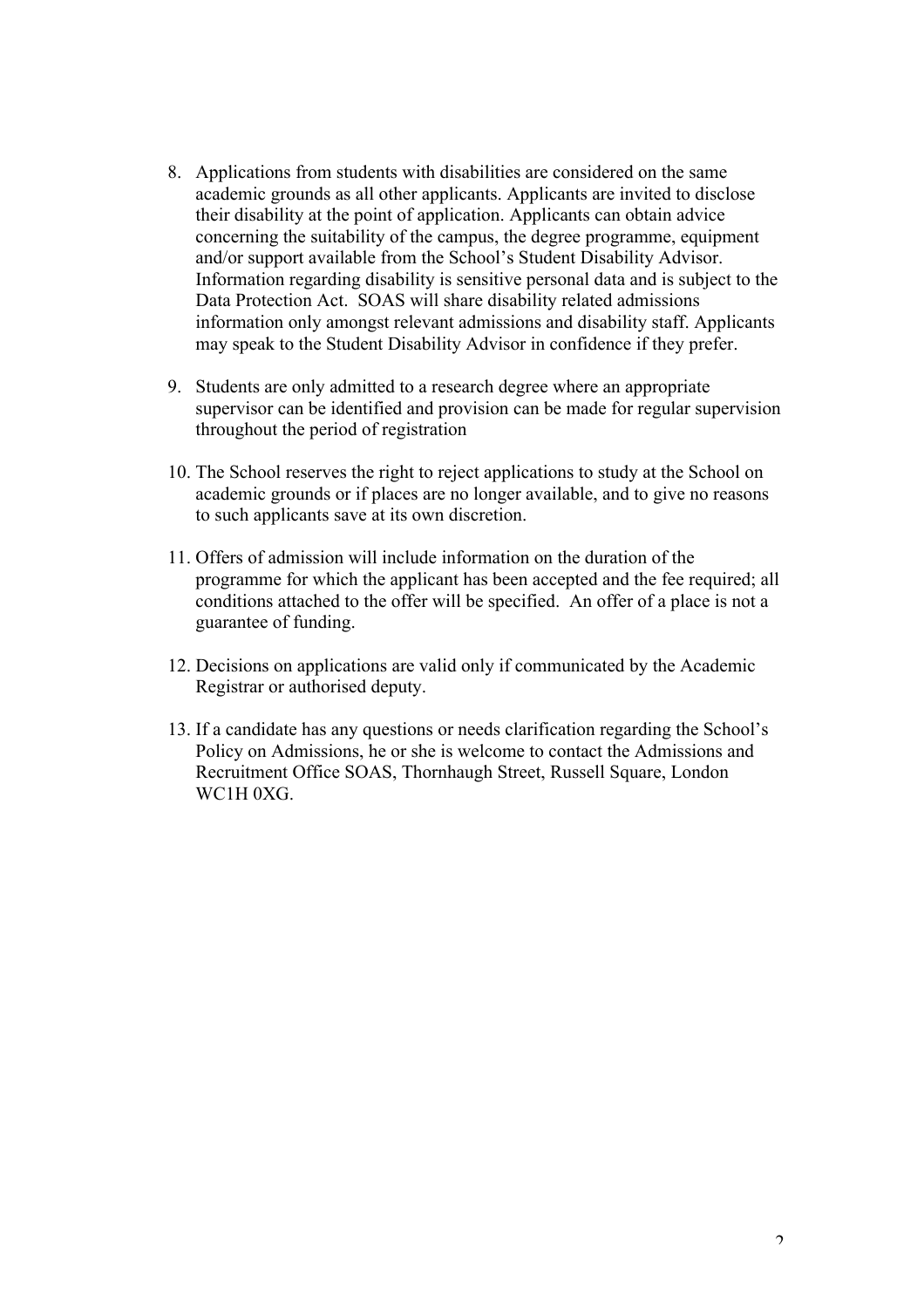8. Applications from students with disabilities are considered on the same academic grounds as all other applicants. Applicants are invited to disclose their disability at the point of application. Applicants can obtain advice concerning the suitability of the campus, the degree programme, equipment and/or support available from the School's Student Disability Advisor. Information regarding disability is sensitive personal data and is subject to the Data Protection Act. SOAS will share disability related admissions information only amongst relevant admissions and disability staff. Applicants may speak to the Student Disability Advisor in confidence if they prefer.

9. Students are only admitted to a research degree where an appropriate supervisor can be identified and provision can be made for regular supervision throughout the period of registration

10. The School reserves the right to reject applications to study at the School on academic grounds or if places are no longer available, and to give no reasons to such applicants save at its own discretion.

11. Offers of admission will include information on the duration of the programme for which the applicant has been accepted and the fee required; all conditions attached to the offer will be specified. An offer of a place is not a guarantee of funding.

12. Decisions on applications are valid only if communicated by the Academic Registrar or authorised deputy.

13. If a candidate has any questions or needs clarification regarding the School's Policy on Admissions, he or she is welcome to contact the Admissions and Recruitment Office SOAS, Thornhaugh Street, Russell Square, London WC1H 0XG.